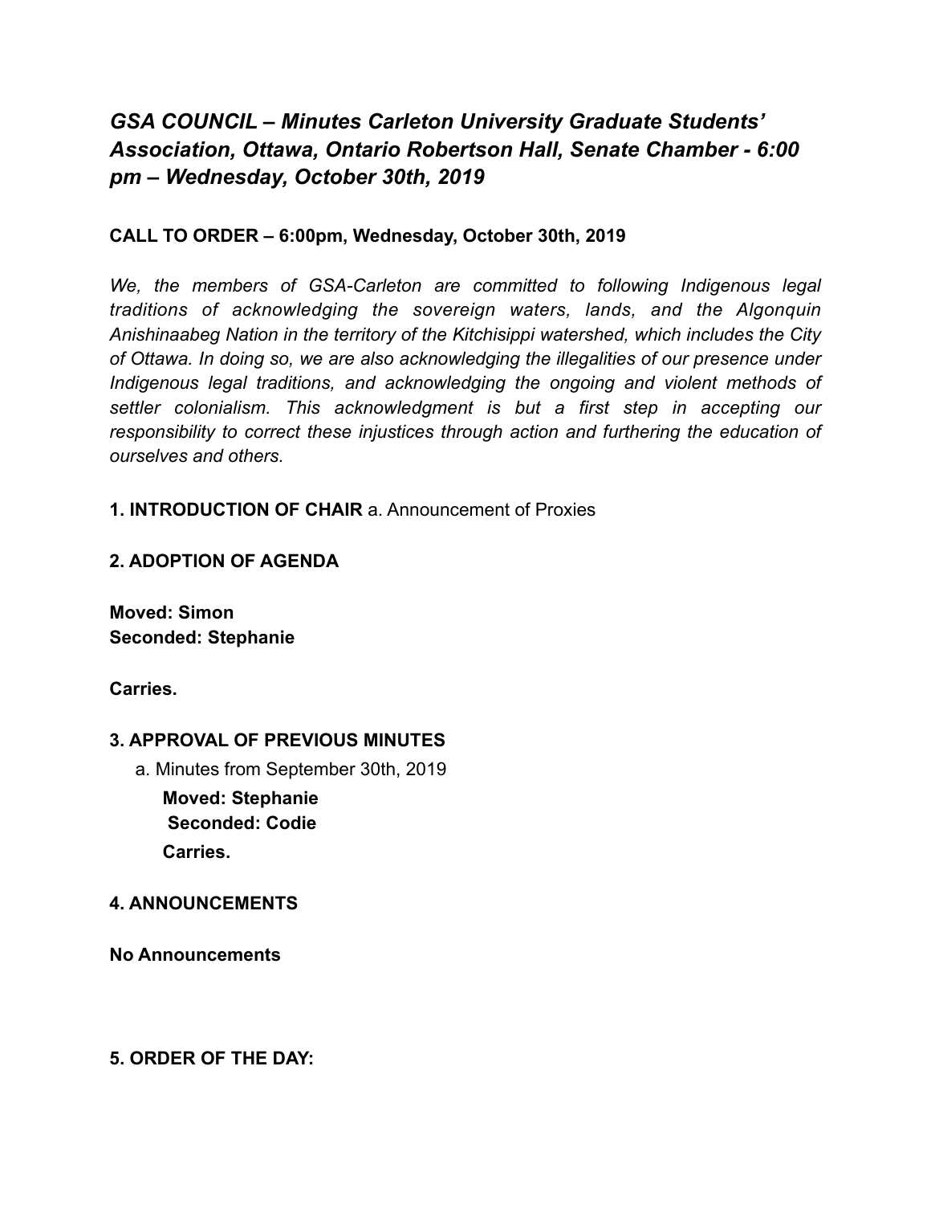# *GSA COUNCIL – Minutes Carleton University Graduate Students' Association, Ottawa, Ontario Robertson Hall, Senate Chamber - 6:00 pm – Wednesday, October 30th, 2019*

**CALL TO ORDER – 6:00pm, Wednesday, October 30th, 2019**

*We, the members of GSA-Carleton are committed to following Indigenous legal traditions of acknowledging the sovereign waters, lands, and the Algonquin Anishinaabeg Nation in the territory of the Kitchisippi watershed, which includes the City of Ottawa. In doing so, we are also acknowledging the illegalities of our presence under Indigenous legal traditions, and acknowledging the ongoing and violent methods of settler colonialism. This acknowledgment is but a first step in accepting our responsibility to correct these injustices through action and furthering the education of ourselves and others.*

**1. INTRODUCTION OF CHAIR** a. Announcement of Proxies

**2. ADOPTION OF AGENDA**

**Moved: Simon**
**Seconded: Stephanie**

**Carries.**

**3. APPROVAL OF PREVIOUS MINUTES**

a. Minutes from September 30th, 2019

**Moved: Stephanie**
**Seconded: Codie**
**Carries.**

**4. ANNOUNCEMENTS**

**No Announcements**

**5. ORDER OF THE DAY:**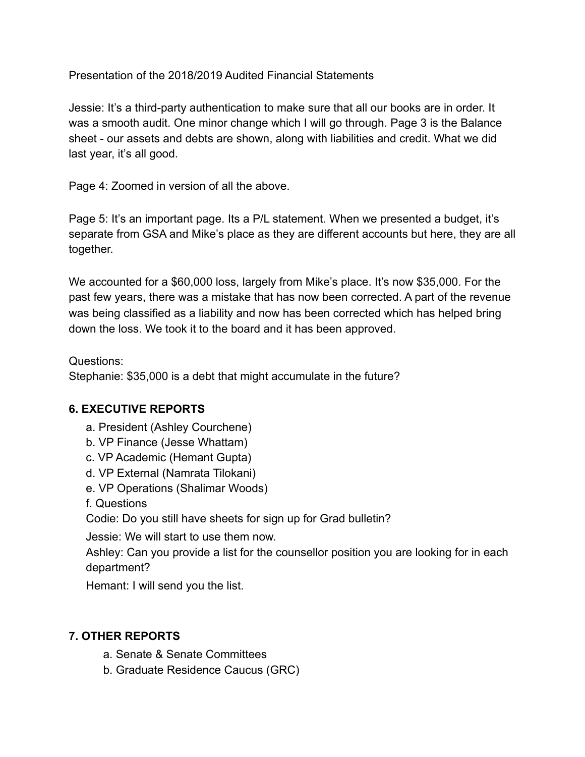Presentation of the 2018/2019 Audited Financial Statements

Jessie: It's a third-party authentication to make sure that all our books are in order. It was a smooth audit. One minor change which I will go through. Page 3 is the Balance sheet - our assets and debts are shown, along with liabilities and credit. What we did last year, it's all good.

Page 4: Zoomed in version of all the above.

Page 5: It's an important page. Its a P/L statement. When we presented a budget, it's separate from GSA and Mike's place as they are different accounts but here, they are all together.

We accounted for a $60,000 loss, largely from Mike's place. It's now $35,000. For the past few years, there was a mistake that has now been corrected. A part of the revenue was being classified as a liability and now has been corrected which has helped bring down the loss. We took it to the board and it has been approved.

Questions:
Stephanie: $35,000 is a debt that might accumulate in the future?

## 6. EXECUTIVE REPORTS

a. President (Ashley Courchene)
b. VP Finance (Jesse Whattam)
c. VP Academic (Hemant Gupta)
d. VP External (Namrata Tilokani)
e. VP Operations (Shalimar Woods)
f. Questions

Codie: Do you still have sheets for sign up for Grad bulletin?

Jessie: We will start to use them now.

Ashley: Can you provide a list for the counsellor position you are looking for in each department?

Hemant: I will send you the list.

## 7. OTHER REPORTS

a. Senate & Senate Committees
b. Graduate Residence Caucus (GRC)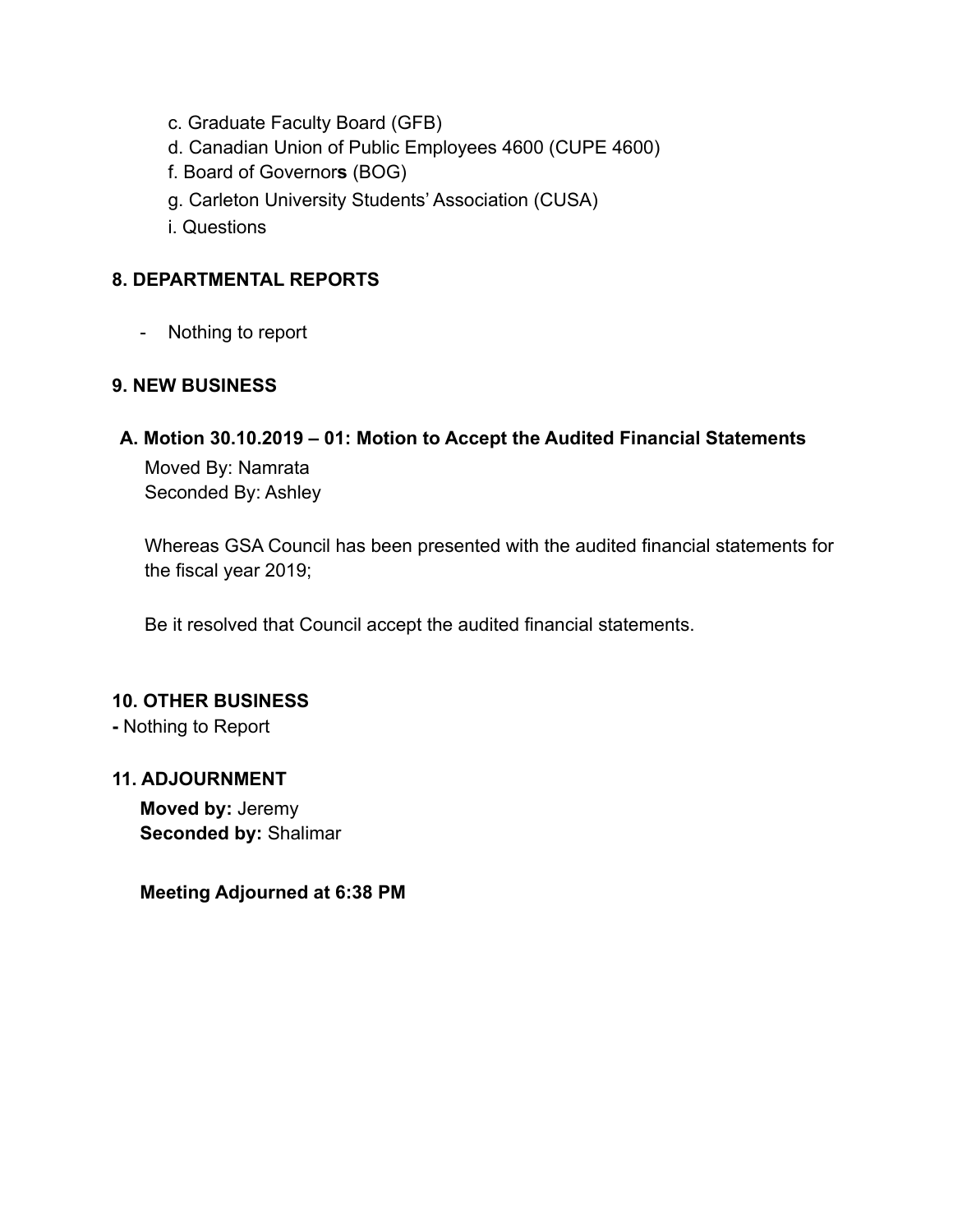c. Graduate Faculty Board (GFB)

d. Canadian Union of Public Employees 4600 (CUPE 4600)

f. Board of Governor**s** (BOG)

g. Carleton University Students' Association (CUSA)

i. Questions

## 8. DEPARTMENTAL REPORTS

- Nothing to report

## 9. NEW BUSINESS

### A. Motion 30.10.2019 – 01: Motion to Accept the Audited Financial Statements

Moved By: Namrata
Seconded By: Ashley

Whereas GSA Council has been presented with the audited financial statements for the fiscal year 2019;

Be it resolved that Council accept the audited financial statements.

## 10. OTHER BUSINESS

**-** Nothing to Report

## 11. ADJOURNMENT

**Moved by:** Jeremy
**Seconded by:** Shalimar

**Meeting Adjourned at 6:38 PM**